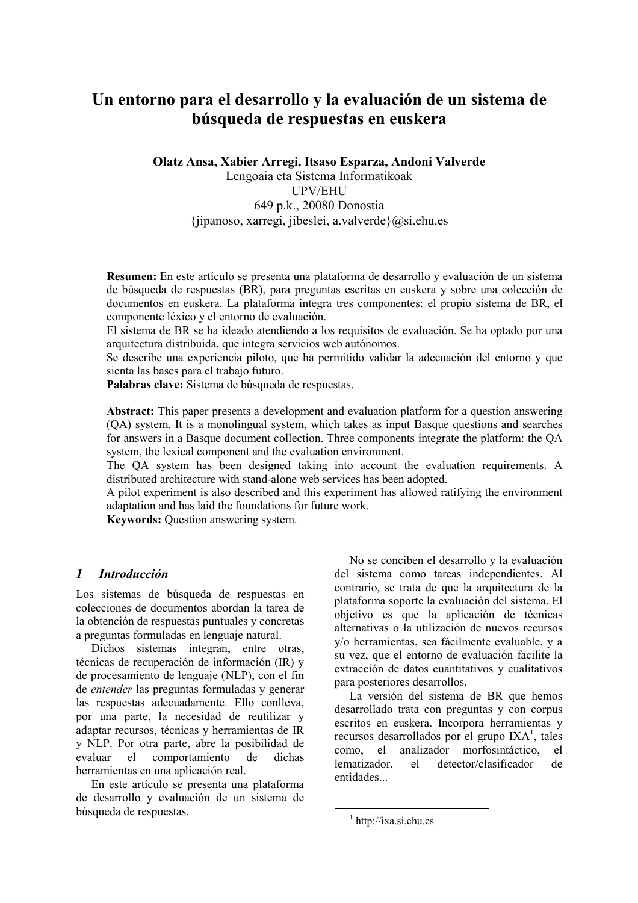# Un entorno para el desarrollo y la evaluación de un sistema de búsqueda de respuestas en euskera

**Olatz Ansa, Xabier Arregi, Itsaso Esparza, Andoni Valverde**
Lengoaia eta Sistema Informatikoak
UPV/EHU
649 p.k., 20080 Donostia
{jipanoso, xarregi, jibeslei, a.valverde}@si.ehu.es

**Resumen:** En este artículo se presenta una plataforma de desarrollo y evaluación de un sistema de búsqueda de respuestas (BR), para preguntas escritas en euskera y sobre una colección de documentos en euskera. La plataforma integra tres componentes: el propio sistema de BR, el componente léxico y el entorno de evaluación.
El sistema de BR se ha ideado atendiendo a los requisitos de evaluación. Se ha optado por una arquitectura distribuida, que integra servicios web autónomos.
Se describe una experiencia piloto, que ha permitido validar la adecuación del entorno y que sienta las bases para el trabajo futuro.
**Palabras clave:** Sistema de búsqueda de respuestas.

**Abstract:** This paper presents a development and evaluation platform for a question answering (QA) system. It is a monolingual system, which takes as input Basque questions and searches for answers in a Basque document collection. Three components integrate the platform: the QA system, the lexical component and the evaluation environment.
The QA system has been designed taking into account the evaluation requirements. A distributed architecture with stand-alone web services has been adopted.
A pilot experiment is also described and this experiment has allowed ratifying the environment adaptation and has laid the foundations for future work.
**Keywords:** Question answering system.

## 1 *Introducción*

Los sistemas de búsqueda de respuestas en colecciones de documentos abordan la tarea de la obtención de respuestas puntuales y concretas a preguntas formuladas en lenguaje natural.

Dichos sistemas integran, entre otras, técnicas de recuperación de información (IR) y de procesamiento de lenguaje (NLP), con el fin de *entender* las preguntas formuladas y generar las respuestas adecuadamente. Ello conlleva, por una parte, la necesidad de reutilizar y adaptar recursos, técnicas y herramientas de IR y NLP. Por otra parte, abre la posibilidad de evaluar el comportamiento de dichas herramientas en una aplicación real.

En este artículo se presenta una plataforma de desarrollo y evaluación de un sistema de búsqueda de respuestas.

No se conciben el desarrollo y la evaluación del sistema como tareas independientes. Al contrario, se trata de que la arquitectura de la plataforma soporte la evaluación del sistema. El objetivo es que la aplicación de técnicas alternativas o la utilización de nuevos recursos y/o herramientas, sea fácilmente evaluable, y a su vez, que el entorno de evaluación facilite la extracción de datos cuantitativos y cualitativos para posteriores desarrollos.

La versión del sistema de BR que hemos desarrollado trata con preguntas y con corpus escritos en euskera. Incorpora herramientas y recursos desarrollados por el grupo IXA[1], tales como, el analizador morfosintáctico, el lematizador, el detector/clasificador de entidades...

[1] http://ixa.si.ehu.es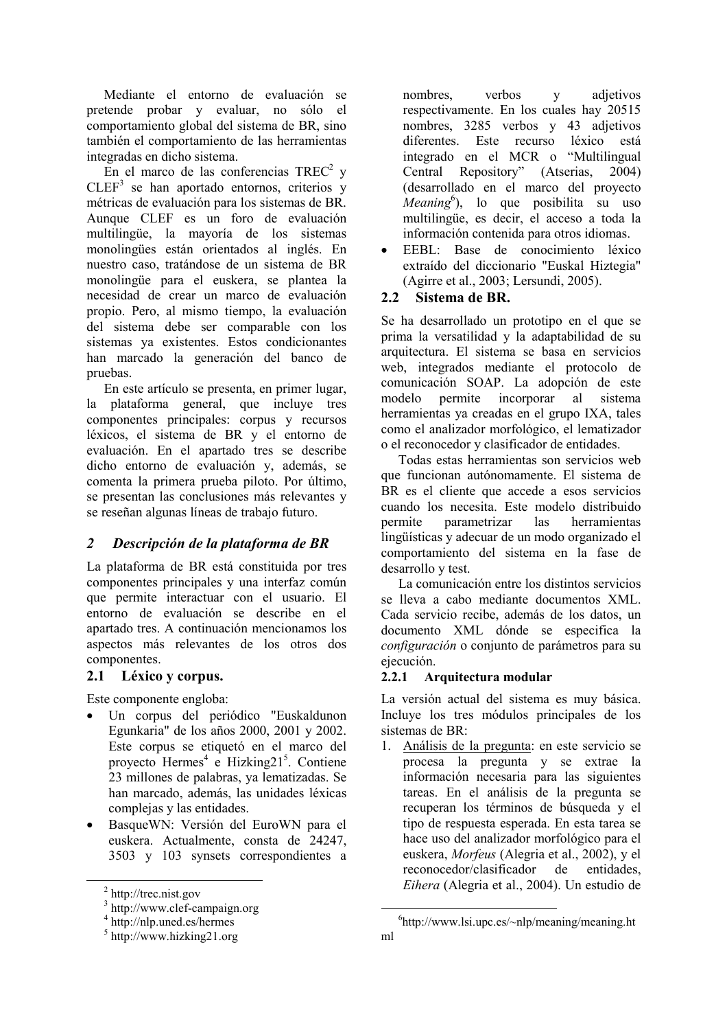Mediante el entorno de evaluación se pretende probar y evaluar, no sólo el comportamiento global del sistema de BR, sino también el comportamiento de las herramientas integradas en dicho sistema.

En el marco de las conferencias TREC[2] y CLEF[3] se han aportado entornos, criterios y métricas de evaluación para los sistemas de BR. Aunque CLEF es un foro de evaluación multilingüe, la mayoría de los sistemas monolingües están orientados al inglés. En nuestro caso, tratándose de un sistema de BR monolingüe para el euskera, se plantea la necesidad de crear un marco de evaluación propio. Pero, al mismo tiempo, la evaluación del sistema debe ser comparable con los sistemas ya existentes. Estos condicionantes han marcado la generación del banco de pruebas.

En este artículo se presenta, en primer lugar, la plataforma general, que incluye tres componentes principales: corpus y recursos léxicos, el sistema de BR y el entorno de evaluación. En el apartado tres se describe dicho entorno de evaluación y, además, se comenta la primera prueba piloto. Por último, se presentan las conclusiones más relevantes y se reseñan algunas líneas de trabajo futuro.

## 2 *Descripción de la plataforma de BR*

La plataforma de BR está constituida por tres componentes principales y una interfaz común que permite interactuar con el usuario. El entorno de evaluación se describe en el apartado tres. A continuación mencionamos los aspectos más relevantes de los otros dos componentes.

### 2.1 Léxico y corpus.

Este componente engloba:

- Un corpus del periódico "Euskaldunon Egunkaria" de los años 2000, 2001 y 2002. Este corpus se etiquetó en el marco del proyecto Hermes[4] e Hizking21[5]. Contiene 23 millones de palabras, ya lematizadas. Se han marcado, además, las unidades léxicas complejas y las entidades.
- BasqueWN: Versión del EuroWN para el euskera. Actualmente, consta de 24247, 3503 y 103 synsets correspondientes a nombres, verbos y adjetivos respectivamente. En los cuales hay 20515 nombres, 3285 verbos y 43 adjetivos diferentes. Este recurso léxico está integrado en el MCR o "Multilingual Central Repository" (Atserias, 2004) (desarrollado en el marco del proyecto *Meaning*[6]), lo que posibilita su uso multilingüe, es decir, el acceso a toda la información contenida para otros idiomas.
- EEBL: Base de conocimiento léxico extraído del diccionario "Euskal Hiztegia" (Agirre et al., 2003; Lersundi, 2005).

### 2.2 Sistema de BR.

Se ha desarrollado un prototipo en el que se prima la versatilidad y la adaptabilidad de su arquitectura. El sistema se basa en servicios web, integrados mediante el protocolo de comunicación SOAP. La adopción de este modelo permite incorporar al sistema herramientas ya creadas en el grupo IXA, tales como el analizador morfológico, el lematizador o el reconocedor y clasificador de entidades.

Todas estas herramientas son servicios web que funcionan autónomamente. El sistema de BR es el cliente que accede a esos servicios cuando los necesita. Este modelo distribuido permite parametrizar las herramientas lingüísticas y adecuar de un modo organizado el comportamiento del sistema en la fase de desarrollo y test.

La comunicación entre los distintos servicios se lleva a cabo mediante documentos XML. Cada servicio recibe, además de los datos, un documento XML dónde se especifica la *configuración* o conjunto de parámetros para su ejecución.

#### 2.2.1 Arquitectura modular

La versión actual del sistema es muy básica. Incluye los tres módulos principales de los sistemas de BR:

1. Análisis de la pregunta: en este servicio se procesa la pregunta y se extrae la información necesaria para las siguientes tareas. En el análisis de la pregunta se recuperan los términos de búsqueda y el tipo de respuesta esperada. En esta tarea se hace uso del analizador morfológico para el euskera, *Morfeus* (Alegria et al., 2002), y el reconocedor/clasificador de entidades, *Eihera* (Alegria et al., 2004). Un estudio de

---

[2] http://trec.nist.gov

[3] http://www.clef-campaign.org

[4] http://nlp.uned.es/hermes

[5] http://www.hizking21.org

[6] http://www.lsi.upc.es/~nlp/meaning/meaning.html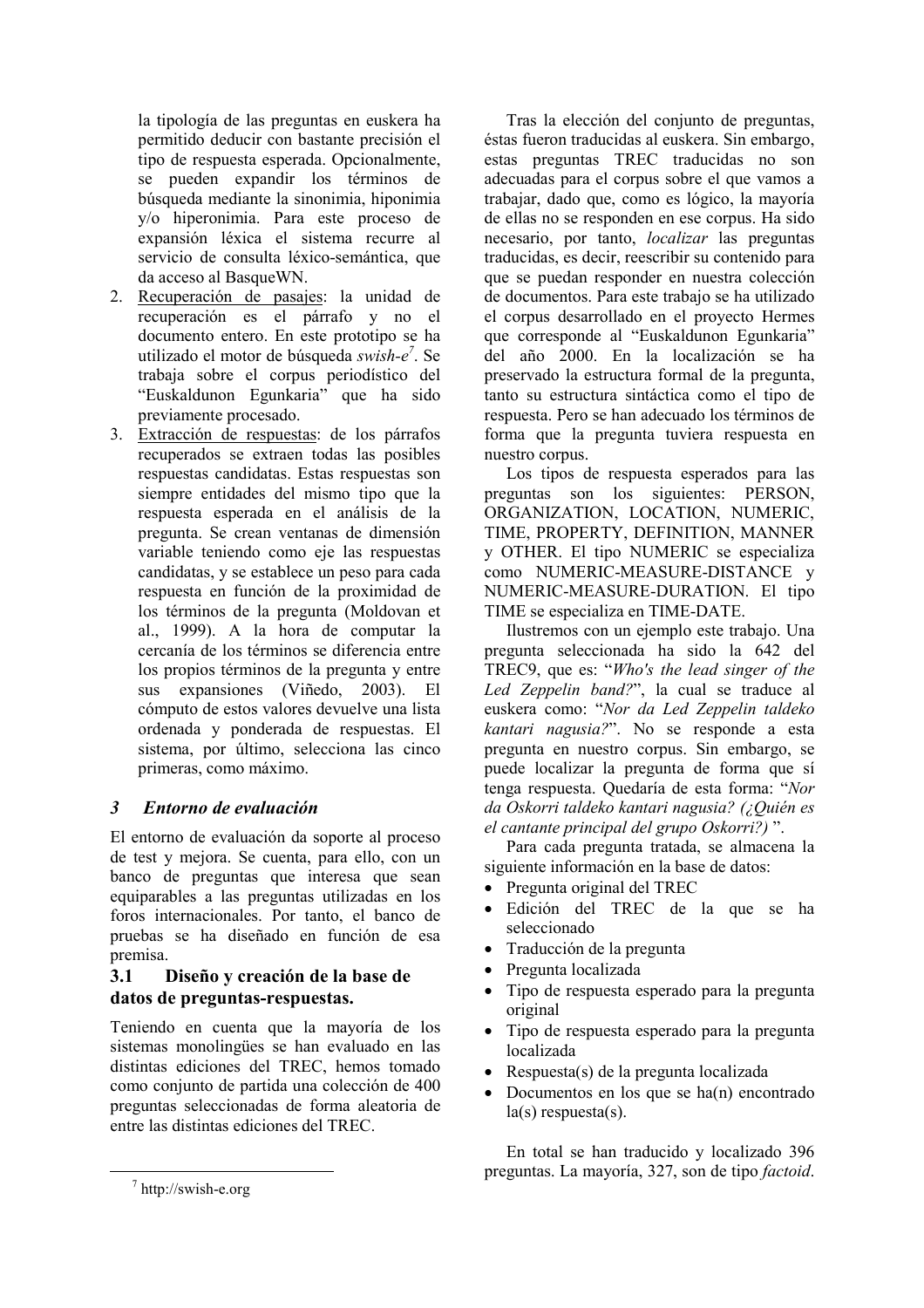la tipología de las preguntas en euskera ha permitido deducir con bastante precisión el tipo de respuesta esperada. Opcionalmente, se pueden expandir los términos de búsqueda mediante la sinonimia, hiponimia y/o hiperonimia. Para este proceso de expansión léxica el sistema recurre al servicio de consulta léxico-semántica, que da acceso al BasqueWN.

2. Recuperación de pasajes: la unidad de recuperación es el párrafo y no el documento entero. En este prototipo se ha utilizado el motor de búsqueda *swish-e*[7]. Se trabaja sobre el corpus periodístico del "Euskaldunon Egunkaria" que ha sido previamente procesado.
3. Extracción de respuestas: de los párrafos recuperados se extraen todas las posibles respuestas candidatas. Estas respuestas son siempre entidades del mismo tipo que la respuesta esperada en el análisis de la pregunta. Se crean ventanas de dimensión variable teniendo como eje las respuestas candidatas, y se establece un peso para cada respuesta en función de la proximidad de los términos de la pregunta (Moldovan et al., 1999). A la hora de computar la cercanía de los términos se diferencia entre los propios términos de la pregunta y entre sus expansiones (Viñedo, 2003). El cómputo de estos valores devuelve una lista ordenada y ponderada de respuestas. El sistema, por último, selecciona las cinco primeras, como máximo.

## 3 *Entorno de evaluación*

El entorno de evaluación da soporte al proceso de test y mejora. Se cuenta, para ello, con un banco de preguntas que interesa que sean equiparables a las preguntas utilizadas en los foros internacionales. Por tanto, el banco de pruebas se ha diseñado en función de esa premisa.

### 3.1 Diseño y creación de la base de datos de preguntas-respuestas.

Teniendo en cuenta que la mayoría de los sistemas monolingües se han evaluado en las distintas ediciones del TREC, hemos tomado como conjunto de partida una colección de 400 preguntas seleccionadas de forma aleatoria de entre las distintas ediciones del TREC.

Tras la elección del conjunto de preguntas, éstas fueron traducidas al euskera. Sin embargo, estas preguntas TREC traducidas no son adecuadas para el corpus sobre el que vamos a trabajar, dado que, como es lógico, la mayoría de ellas no se responden en ese corpus. Ha sido necesario, por tanto, *localizar* las preguntas traducidas, es decir, reescribir su contenido para que se puedan responder en nuestra colección de documentos. Para este trabajo se ha utilizado el corpus desarrollado en el proyecto Hermes que corresponde al "Euskaldunon Egunkaria" del año 2000. En la localización se ha preservado la estructura formal de la pregunta, tanto su estructura sintáctica como el tipo de respuesta. Pero se han adecuado los términos de forma que la pregunta tuviera respuesta en nuestro corpus.

Los tipos de respuesta esperados para las preguntas son los siguientes: PERSON, ORGANIZATION, LOCATION, NUMERIC, TIME, PROPERTY, DEFINITION, MANNER y OTHER. El tipo NUMERIC se especializa como NUMERIC-MEASURE-DISTANCE y NUMERIC-MEASURE-DURATION. El tipo TIME se especializa en TIME-DATE.

Ilustremos con un ejemplo este trabajo. Una pregunta seleccionada ha sido la 642 del TREC9, que es: "*Who's the lead singer of the Led Zeppelin band?*", la cual se traduce al euskera como: "*Nor da Led Zeppelin taldeko kantari nagusia?*". No se responde a esta pregunta en nuestro corpus. Sin embargo, se puede localizar la pregunta de forma que sí tenga respuesta. Quedaría de esta forma: "*Nor da Oskorri taldeko kantari nagusia? (¿Quién es el cantante principal del grupo Oskorri?)* ".

Para cada pregunta tratada, se almacena la siguiente información en la base de datos:

- Pregunta original del TREC
- Edición del TREC de la que se ha seleccionado
- Traducción de la pregunta
- Pregunta localizada
- Tipo de respuesta esperado para la pregunta original
- Tipo de respuesta esperado para la pregunta localizada
- Respuesta(s) de la pregunta localizada
- Documentos en los que se ha(n) encontrado la(s) respuesta(s).

En total se han traducido y localizado 396 preguntas. La mayoría, 327, son de tipo *factoid*.

[7] http://swish-e.org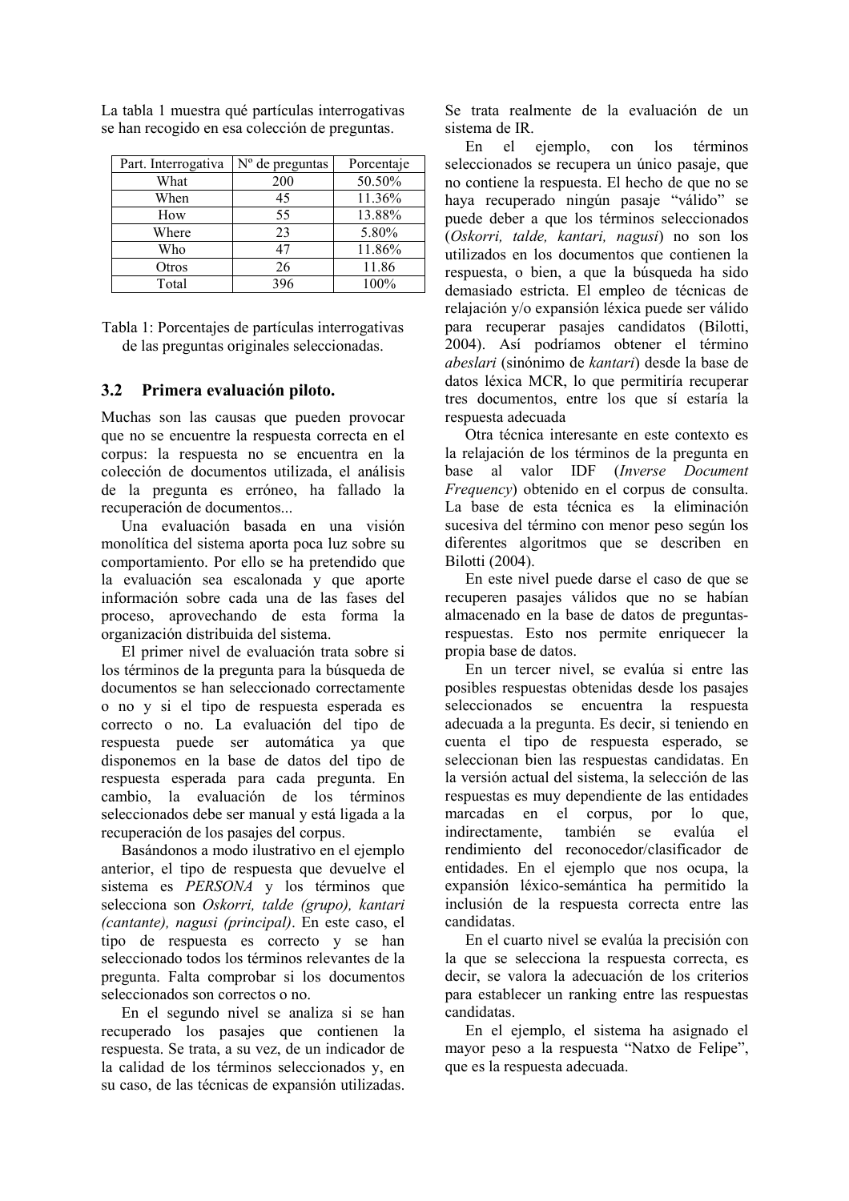La tabla 1 muestra qué partículas interrogativas se han recogido en esa colección de preguntas.

| Part. Interrogativa | Nº de preguntas | Porcentaje |
|---|---|---|
| What | 200 | 50.50% |
| When | 45 | 11.36% |
| How | 55 | 13.88% |
| Where | 23 | 5.80% |
| Who | 47 | 11.86% |
| Otros | 26 | 11.86 |
| Total | 396 | 100% |

Tabla 1: Porcentajes de partículas interrogativas de las preguntas originales seleccionadas.

## 3.2 Primera evaluación piloto.

Muchas son las causas que pueden provocar que no se encuentre la respuesta correcta en el corpus: la respuesta no se encuentra en la colección de documentos utilizada, el análisis de la pregunta es erróneo, ha fallado la recuperación de documentos...

Una evaluación basada en una visión monolítica del sistema aporta poca luz sobre su comportamiento. Por ello se ha pretendido que la evaluación sea escalonada y que aporte información sobre cada una de las fases del proceso, aprovechando de esta forma la organización distribuida del sistema.

El primer nivel de evaluación trata sobre si los términos de la pregunta para la búsqueda de documentos se han seleccionado correctamente o no y si el tipo de respuesta esperada es correcto o no. La evaluación del tipo de respuesta puede ser automática ya que disponemos en la base de datos del tipo de respuesta esperada para cada pregunta. En cambio, la evaluación de los términos seleccionados debe ser manual y está ligada a la recuperación de los pasajes del corpus.

Basándonos a modo ilustrativo en el ejemplo anterior, el tipo de respuesta que devuelve el sistema es *PERSONA* y los términos que selecciona son *Oskorri, talde (grupo), kantari (cantante), nagusi (principal)*. En este caso, el tipo de respuesta es correcto y se han seleccionado todos los términos relevantes de la pregunta. Falta comprobar si los documentos seleccionados son correctos o no.

En el segundo nivel se analiza si se han recuperado los pasajes que contienen la respuesta. Se trata, a su vez, de un indicador de la calidad de los términos seleccionados y, en su caso, de las técnicas de expansión utilizadas. Se trata realmente de la evaluación de un sistema de IR.

En el ejemplo, con los términos seleccionados se recupera un único pasaje, que no contiene la respuesta. El hecho de que no se haya recuperado ningún pasaje "válido" se puede deber a que los términos seleccionados (*Oskorri, talde, kantari, nagusi*) no son los utilizados en los documentos que contienen la respuesta, o bien, a que la búsqueda ha sido demasiado estricta. El empleo de técnicas de relajación y/o expansión léxica puede ser válido para recuperar pasajes candidatos (Bilotti, 2004). Así podríamos obtener el término *abeslari* (sinónimo de *kantari*) desde la base de datos léxica MCR, lo que permitiría recuperar tres documentos, entre los que sí estaría la respuesta adecuada

Otra técnica interesante en este contexto es la relajación de los términos de la pregunta en base al valor IDF (*Inverse Document Frequency*) obtenido en el corpus de consulta. La base de esta técnica es la eliminación sucesiva del término con menor peso según los diferentes algoritmos que se describen en Bilotti (2004).

En este nivel puede darse el caso de que se recuperen pasajes válidos que no se habían almacenado en la base de datos de preguntas-respuestas. Esto nos permite enriquecer la propia base de datos.

En un tercer nivel, se evalúa si entre las posibles respuestas obtenidas desde los pasajes seleccionados se encuentra la respuesta adecuada a la pregunta. Es decir, si teniendo en cuenta el tipo de respuesta esperado, se seleccionan bien las respuestas candidatas. En la versión actual del sistema, la selección de las respuestas es muy dependiente de las entidades marcadas en el corpus, por lo que, indirectamente, también se evalúa el rendimiento del reconocedor/clasificador de entidades. En el ejemplo que nos ocupa, la expansión léxico-semántica ha permitido la inclusión de la respuesta correcta entre las candidatas.

En el cuarto nivel se evalúa la precisión con la que se selecciona la respuesta correcta, es decir, se valora la adecuación de los criterios para establecer un ranking entre las respuestas candidatas.

En el ejemplo, el sistema ha asignado el mayor peso a la respuesta "Natxo de Felipe", que es la respuesta adecuada.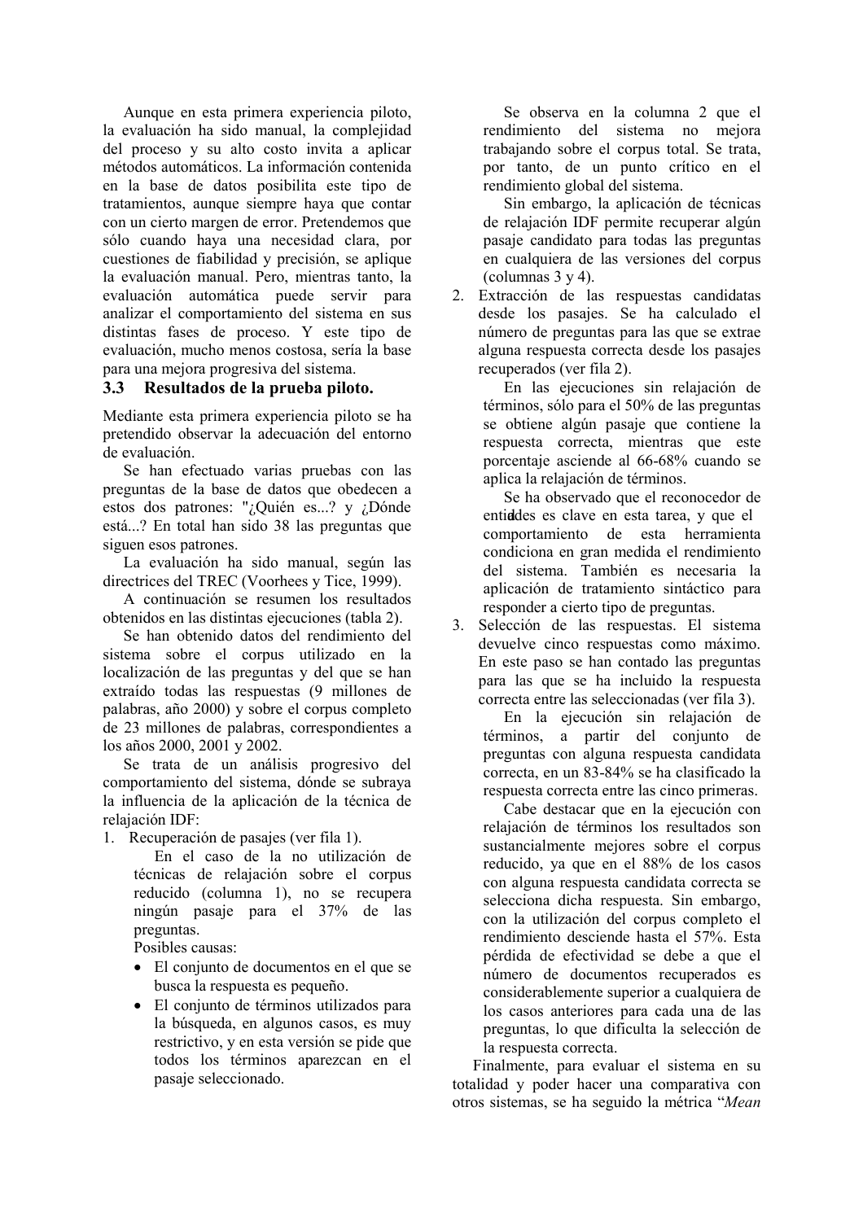Aunque en esta primera experiencia piloto, la evaluación ha sido manual, la complejidad del proceso y su alto costo invita a aplicar métodos automáticos. La información contenida en la base de datos posibilita este tipo de tratamientos, aunque siempre haya que contar con un cierto margen de error. Pretendemos que sólo cuando haya una necesidad clara, por cuestiones de fiabilidad y precisión, se aplique la evaluación manual. Pero, mientras tanto, la evaluación automática puede servir para analizar el comportamiento del sistema en sus distintas fases de proceso. Y este tipo de evaluación, mucho menos costosa, sería la base para una mejora progresiva del sistema.

### 3.3 Resultados de la prueba piloto.

Mediante esta primera experiencia piloto se ha pretendido observar la adecuación del entorno de evaluación.

Se han efectuado varias pruebas con las preguntas de la base de datos que obedecen a estos dos patrones: "¿Quién es...? y ¿Dónde está...? En total han sido 38 las preguntas que siguen esos patrones.

La evaluación ha sido manual, según las directrices del TREC (Voorhees y Tice, 1999).

A continuación se resumen los resultados obtenidos en las distintas ejecuciones (tabla 2).

Se han obtenido datos del rendimiento del sistema sobre el corpus utilizado en la localización de las preguntas y del que se han extraído todas las respuestas (9 millones de palabras, año 2000) y sobre el corpus completo de 23 millones de palabras, correspondientes a los años 2000, 2001 y 2002.

Se trata de un análisis progresivo del comportamiento del sistema, dónde se subraya la influencia de la aplicación de la técnica de relajación IDF:

1. Recuperación de pasajes (ver fila 1).

   En el caso de la no utilización de técnicas de relajación sobre el corpus reducido (columna 1), no se recupera ningún pasaje para el 37% de las preguntas.

   Posibles causas:

   - El conjunto de documentos en el que se busca la respuesta es pequeño.
   - El conjunto de términos utilizados para la búsqueda, en algunos casos, es muy restrictivo, y en esta versión se pide que todos los términos aparezcan en el pasaje seleccionado.

   Se observa en la columna 2 que el rendimiento del sistema no mejora trabajando sobre el corpus total. Se trata, por tanto, de un punto crítico en el rendimiento global del sistema.

   Sin embargo, la aplicación de técnicas de relajación IDF permite recuperar algún pasaje candidato para todas las preguntas en cualquiera de las versiones del corpus (columnas 3 y 4).

2. Extracción de las respuestas candidatas desde los pasajes. Se ha calculado el número de preguntas para las que se extrae alguna respuesta correcta desde los pasajes recuperados (ver fila 2).

   En las ejecuciones sin relajación de términos, sólo para el 50% de las preguntas se obtiene algún pasaje que contiene la respuesta correcta, mientras que este porcentaje asciende al 66-68% cuando se aplica la relajación de términos.

   Se ha observado que el reconocedor de entidades es clave en esta tarea, y que el comportamiento de esta herramienta condiciona en gran medida el rendimiento del sistema. También es necesaria la aplicación de tratamiento sintáctico para responder a cierto tipo de preguntas.

3. Selección de las respuestas. El sistema devuelve cinco respuestas como máximo. En este paso se han contado las preguntas para las que se ha incluido la respuesta correcta entre las seleccionadas (ver fila 3).

   En la ejecución sin relajación de términos, a partir del conjunto de preguntas con alguna respuesta candidata correcta, en un 83-84% se ha clasificado la respuesta correcta entre las cinco primeras.

   Cabe destacar que en la ejecución con relajación de términos los resultados son sustancialmente mejores sobre el corpus reducido, ya que en el 88% de los casos con alguna respuesta candidata correcta se selecciona dicha respuesta. Sin embargo, con la utilización del corpus completo el rendimiento desciende hasta el 57%. Esta pérdida de efectividad se debe a que el número de documentos recuperados es considerablemente superior a cualquiera de los casos anteriores para cada una de las preguntas, lo que dificulta la selección de la respuesta correcta.

Finalmente, para evaluar el sistema en su totalidad y poder hacer una comparativa con otros sistemas, se ha seguido la métrica "*Mean*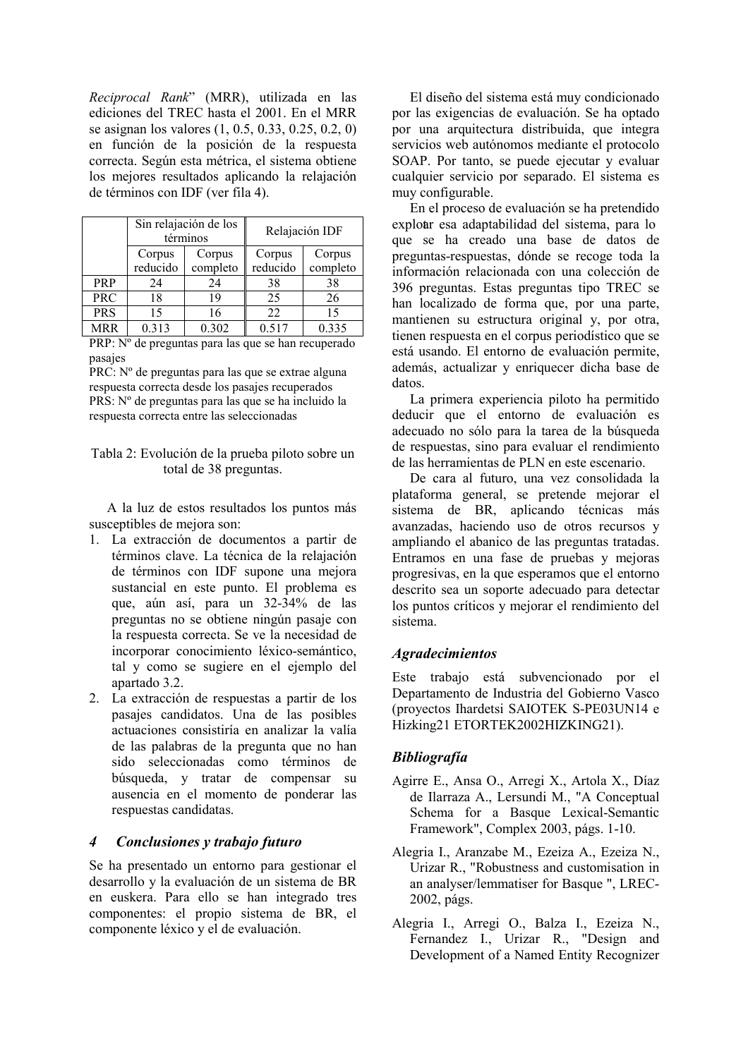Reciprocal Rank" (MRR), utilizada en las ediciones del TREC hasta el 2001. En el MRR se asignan los valores (1, 0.5, 0.33, 0.25, 0.2, 0) en función de la posición de la respuesta correcta. Según esta métrica, el sistema obtiene los mejores resultados aplicando la relajación de términos con IDF (ver fila 4).

| | Sin relajación de los términos | | Relajación IDF | |
|---|---|---|---|---|
| | Corpus reducido | Corpus completo | Corpus reducido | Corpus completo |
| PRP | 24 | 24 | 38 | 38 |
| PRC | 18 | 19 | 25 | 26 |
| PRS | 15 | 16 | 22 | 15 |
| MRR | 0.313 | 0.302 | 0.517 | 0.335 |

PRP: Nº de preguntas para las que se han recuperado pasajes

PRC: Nº de preguntas para las que se extrae alguna respuesta correcta desde los pasajes recuperados

PRS: Nº de preguntas para las que se ha incluido la respuesta correcta entre las seleccionadas

Tabla 2: Evolución de la prueba piloto sobre un total de 38 preguntas.

A la luz de estos resultados los puntos más susceptibles de mejora son:

1. La extracción de documentos a partir de términos clave. La técnica de la relajación de términos con IDF supone una mejora sustancial en este punto. El problema es que, aún así, para un 32-34% de las preguntas no se obtiene ningún pasaje con la respuesta correcta. Se ve la necesidad de incorporar conocimiento léxico-semántico, tal y como se sugiere en el ejemplo del apartado 3.2.
2. La extracción de respuestas a partir de los pasajes candidatos. Una de las posibles actuaciones consistiría en analizar la valía de las palabras de la pregunta que no han sido seleccionadas como términos de búsqueda, y tratar de compensar su ausencia en el momento de ponderar las respuestas candidatas.

## 4 Conclusiones y trabajo futuro

Se ha presentado un entorno para gestionar el desarrollo y la evaluación de un sistema de BR en euskera. Para ello se han integrado tres componentes: el propio sistema de BR, el componente léxico y el de evaluación.

El diseño del sistema está muy condicionado por las exigencias de evaluación. Se ha optado por una arquitectura distribuida, que integra servicios web autónomos mediante el protocolo SOAP. Por tanto, se puede ejecutar y evaluar cualquier servicio por separado. El sistema es muy configurable.

En el proceso de evaluación se ha pretendido explotar esa adaptabilidad del sistema, para lo que se ha creado una base de datos de preguntas-respuestas, dónde se recoge toda la información relacionada con una colección de 396 preguntas. Estas preguntas tipo TREC se han localizado de forma que, por una parte, mantienen su estructura original y, por otra, tienen respuesta en el corpus periodístico que se está usando. El entorno de evaluación permite, además, actualizar y enriquecer dicha base de datos.

La primera experiencia piloto ha permitido deducir que el entorno de evaluación es adecuado no sólo para la tarea de la búsqueda de respuestas, sino para evaluar el rendimiento de las herramientas de PLN en este escenario.

De cara al futuro, una vez consolidada la plataforma general, se pretende mejorar el sistema de BR, aplicando técnicas más avanzadas, haciendo uso de otros recursos y ampliando el abanico de las preguntas tratadas. Entramos en una fase de pruebas y mejoras progresivas, en la que esperamos que el entorno descrito sea un soporte adecuado para detectar los puntos críticos y mejorar el rendimiento del sistema.

## *Agradecimientos*

Este trabajo está subvencionado por el Departamento de Industria del Gobierno Vasco (proyectos Ihardetsi SAIOTEK S-PE03UN14 e Hizking21 ETORTEK2002HIZKING21).

## *Bibliografía*

Agirre E., Ansa O., Arregi X., Artola X., Díaz de Ilarraza A., Lersundi M., "A Conceptual Schema for a Basque Lexical-Semantic Framework", Complex 2003, págs. 1-10.

Alegria I., Aranzabe M., Ezeiza A., Ezeiza N., Urizar R., "Robustness and customisation in an analyser/lemmatiser for Basque ", LREC-2002, págs.

Alegria I., Arregi O., Balza I., Ezeiza N., Fernandez I., Urizar R., "Design and Development of a Named Entity Recognizer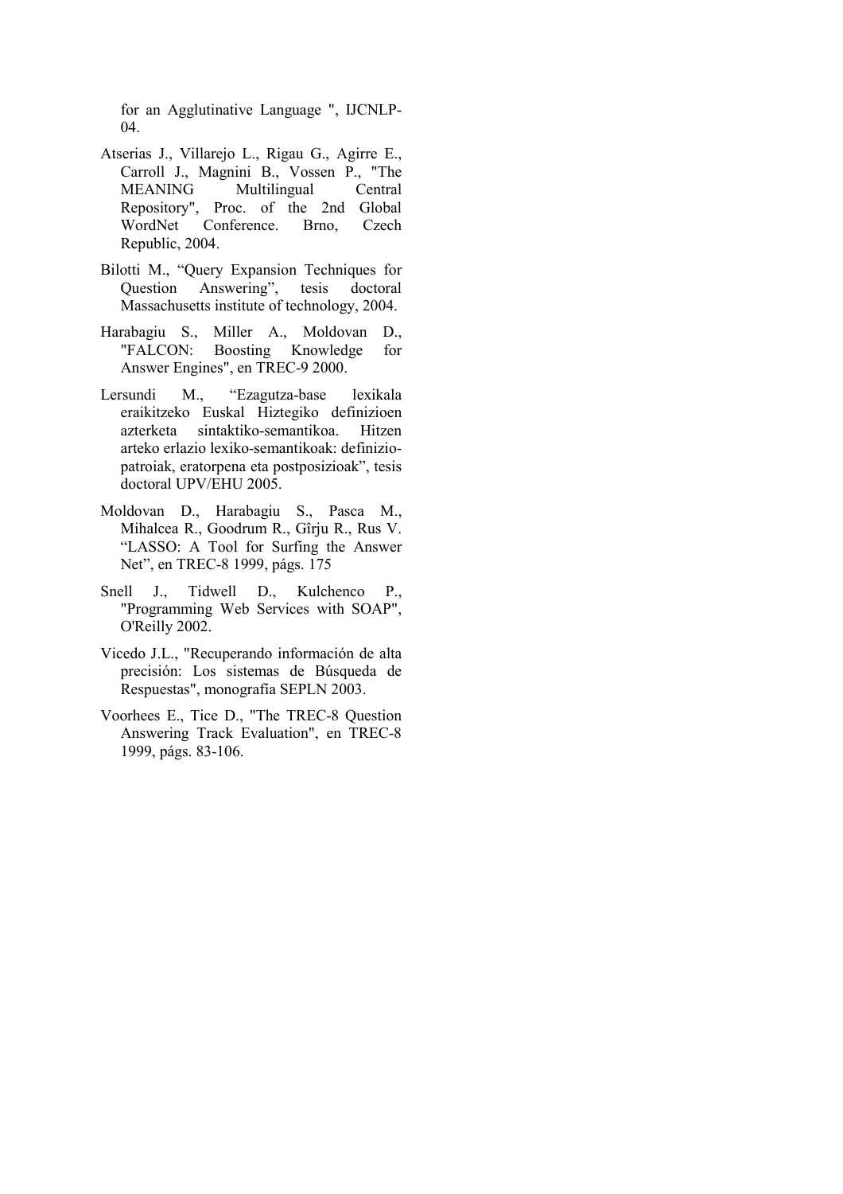for an Agglutinative Language ", IJCNLP-04.

Atserias J., Villarejo L., Rigau G., Agirre E., Carroll J., Magnini B., Vossen P., "The MEANING Multilingual Central Repository", Proc. of the 2nd Global WordNet Conference. Brno, Czech Republic, 2004.

Bilotti M., “Query Expansion Techniques for Question Answering”, tesis doctoral Massachusetts institute of technology, 2004.

Harabagiu S., Miller A., Moldovan D., "FALCON: Boosting Knowledge for Answer Engines", en TREC-9 2000.

Lersundi M., “Ezagutza-base lexikala eraikitzeko Euskal Hiztegiko definizioen azterketa sintaktiko-semantikoa. Hitzen arteko erlazio lexiko-semantikoak: definizio-patroiak, eratorpena eta postposizioak”, tesis doctoral UPV/EHU 2005.

Moldovan D., Harabagiu S., Pasca M., Mihalcea R., Goodrum R., Gîrju R., Rus V. “LASSO: A Tool for Surfing the Answer Net”, en TREC-8 1999, págs. 175

Snell J., Tidwell D., Kulchenco P., "Programming Web Services with SOAP", O'Reilly 2002.

Vicedo J.L., "Recuperando información de alta precisión: Los sistemas de Búsqueda de Respuestas", monografía SEPLN 2003.

Voorhees E., Tice D., "The TREC-8 Question Answering Track Evaluation", en TREC-8 1999, págs. 83-106.